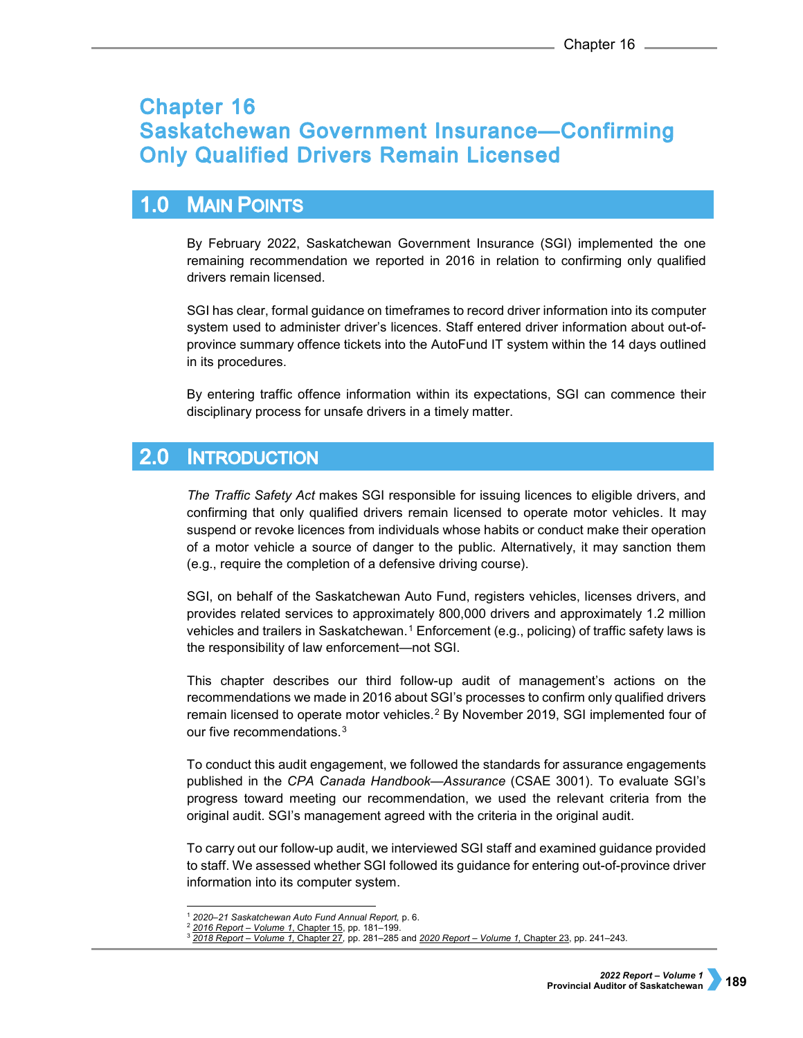# Chapter 16
# Saskatchewan Government Insurance—Confirming Only Qualified Drivers Remain Licensed

## 1.0 Main Points

By February 2022, Saskatchewan Government Insurance (SGI) implemented the one remaining recommendation we reported in 2016 in relation to confirming only qualified drivers remain licensed.

SGI has clear, formal guidance on timeframes to record driver information into its computer system used to administer driver's licences. Staff entered driver information about out-of-province summary offence tickets into the AutoFund IT system within the 14 days outlined in its procedures.

By entering traffic offence information within its expectations, SGI can commence their disciplinary process for unsafe drivers in a timely matter.

## 2.0 Introduction

*The Traffic Safety Act* makes SGI responsible for issuing licences to eligible drivers, and confirming that only qualified drivers remain licensed to operate motor vehicles. It may suspend or revoke licences from individuals whose habits or conduct make their operation of a motor vehicle a source of danger to the public. Alternatively, it may sanction them (e.g., require the completion of a defensive driving course).

SGI, on behalf of the Saskatchewan Auto Fund, registers vehicles, licenses drivers, and provides related services to approximately 800,000 drivers and approximately 1.2 million vehicles and trailers in Saskatchewan.[1] Enforcement (e.g., policing) of traffic safety laws is the responsibility of law enforcement—not SGI.

This chapter describes our third follow-up audit of management's actions on the recommendations we made in 2016 about SGI's processes to confirm only qualified drivers remain licensed to operate motor vehicles.[2] By November 2019, SGI implemented four of our five recommendations.[3]

To conduct this audit engagement, we followed the standards for assurance engagements published in the *CPA Canada Handbook—Assurance* (CSAE 3001). To evaluate SGI's progress toward meeting our recommendation, we used the relevant criteria from the original audit. SGI's management agreed with the criteria in the original audit.

To carry out our follow-up audit, we interviewed SGI staff and examined guidance provided to staff. We assessed whether SGI followed its guidance for entering out-of-province driver information into its computer system.

---

[1] *2020–21 Saskatchewan Auto Fund Annual Report,* p. 6.
[2] *2016 Report – Volume 1,* Chapter 15, pp. 181–199.
[3] *2018 Report – Volume 1,* Chapter 27, pp. 281–285 and *2020 Report – Volume 1,* Chapter 23, pp. 241–243.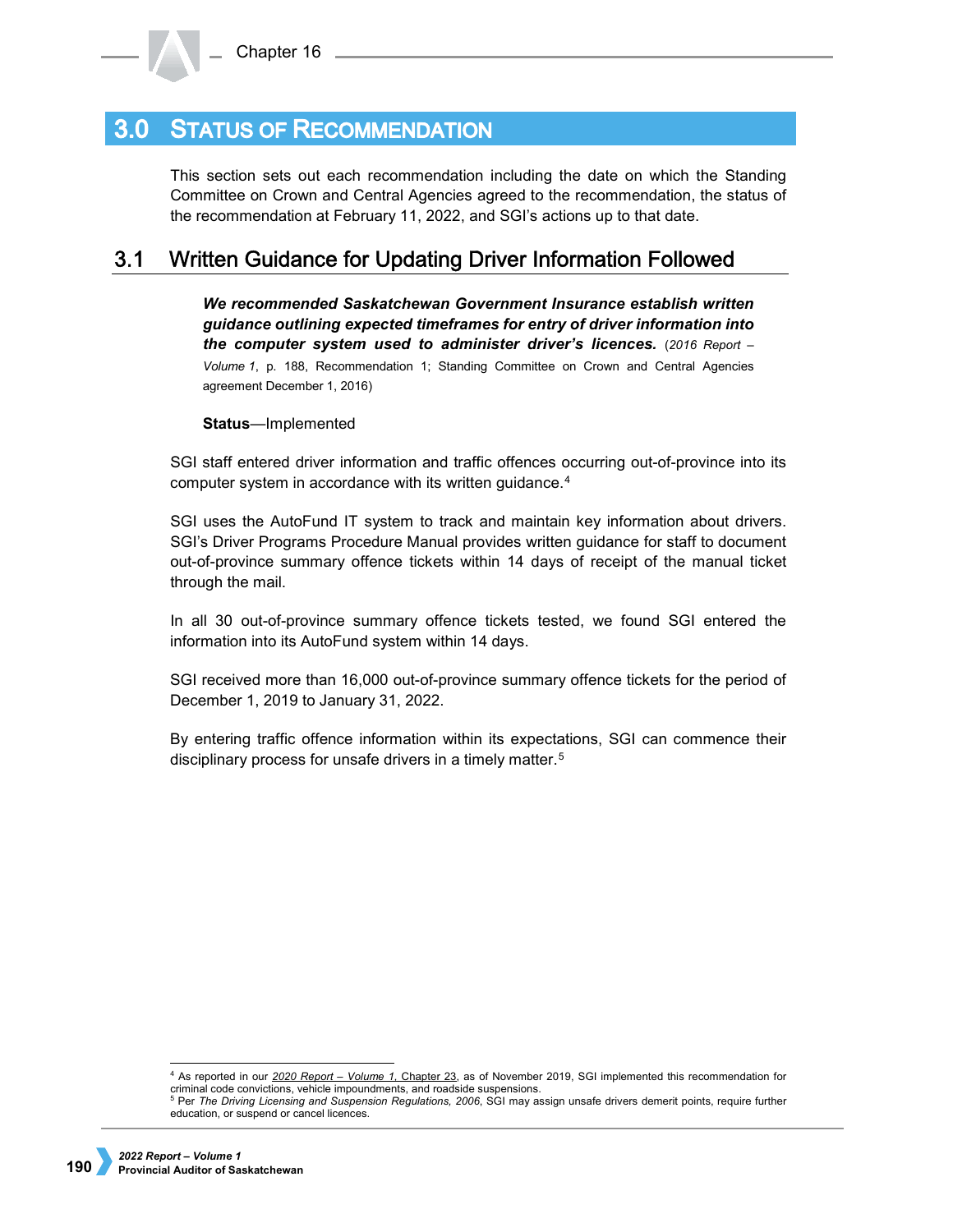## 3.0 Status of Recommendation

This section sets out each recommendation including the date on which the Standing Committee on Crown and Central Agencies agreed to the recommendation, the status of the recommendation at February 11, 2022, and SGI's actions up to that date.

### 3.1 Written Guidance for Updating Driver Information Followed

***We recommended Saskatchewan Government Insurance establish written guidance outlining expected timeframes for entry of driver information into the computer system used to administer driver's licences.*** (*2016 Report – Volume 1*, p. 188, Recommendation 1; Standing Committee on Crown and Central Agencies agreement December 1, 2016)

**Status**—Implemented

SGI staff entered driver information and traffic offences occurring out-of-province into its computer system in accordance with its written guidance.[4]

SGI uses the AutoFund IT system to track and maintain key information about drivers. SGI's Driver Programs Procedure Manual provides written guidance for staff to document out-of-province summary offence tickets within 14 days of receipt of the manual ticket through the mail.

In all 30 out-of-province summary offence tickets tested, we found SGI entered the information into its AutoFund system within 14 days.

SGI received more than 16,000 out-of-province summary offence tickets for the period of December 1, 2019 to January 31, 2022.

By entering traffic offence information within its expectations, SGI can commence their disciplinary process for unsafe drivers in a timely matter.[5]

---

[4] As reported in our *2020 Report – Volume 1*, Chapter 23, as of November 2019, SGI implemented this recommendation for criminal code convictions, vehicle impoundments, and roadside suspensions.

[5] Per *The Driving Licensing and Suspension Regulations, 2006*, SGI may assign unsafe drivers demerit points, require further education, or suspend or cancel licences.